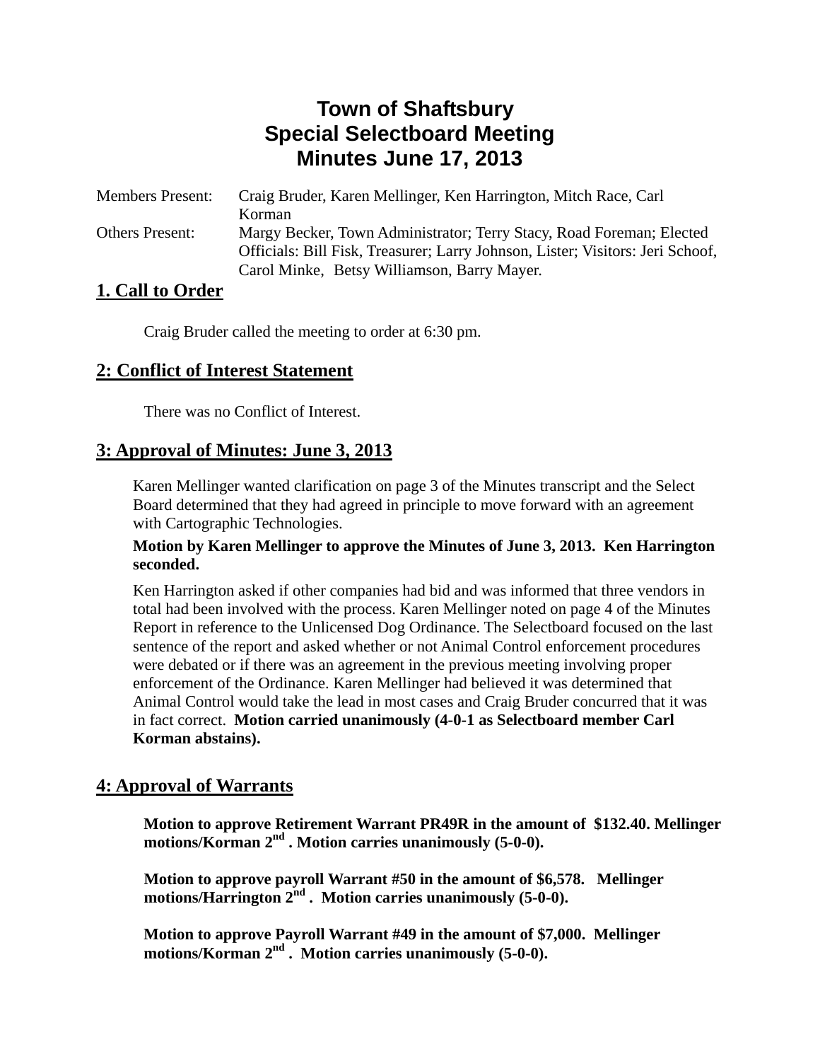# Town of Shaftsbury
# Special Selectboard Meeting
# Minutes June 17, 2013

Members Present: Craig Bruder, Karen Mellinger, Ken Harrington, Mitch Race, Carl Korman

Others Present: Margy Becker, Town Administrator; Terry Stacy, Road Foreman; Elected Officials: Bill Fisk, Treasurer; Larry Johnson, Lister; Visitors: Jeri Schoof, Carol Minke, Betsy Williamson, Barry Mayer.

## 1. Call to Order

Craig Bruder called the meeting to order at 6:30 pm.

## 2: Conflict of Interest Statement

There was no Conflict of Interest.

## 3: Approval of Minutes: June 3, 2013

Karen Mellinger wanted clarification on page 3 of the Minutes transcript and the Select Board determined that they had agreed in principle to move forward with an agreement with Cartographic Technologies.

**Motion by Karen Mellinger to approve the Minutes of June 3, 2013. Ken Harrington seconded.**

Ken Harrington asked if other companies had bid and was informed that three vendors in total had been involved with the process. Karen Mellinger noted on page 4 of the Minutes Report in reference to the Unlicensed Dog Ordinance. The Selectboard focused on the last sentence of the report and asked whether or not Animal Control enforcement procedures were debated or if there was an agreement in the previous meeting involving proper enforcement of the Ordinance. Karen Mellinger had believed it was determined that Animal Control would take the lead in most cases and Craig Bruder concurred that it was in fact correct. **Motion carried unanimously (4-0-1 as Selectboard member Carl Korman abstains).**

## 4: Approval of Warrants

**Motion to approve Retirement Warrant PR49R in the amount of $132.40. Mellinger motions/Korman 2nd . Motion carries unanimously (5-0-0).**

**Motion to approve payroll Warrant #50 in the amount of $6,578. Mellinger motions/Harrington 2nd . Motion carries unanimously (5-0-0).**

**Motion to approve Payroll Warrant #49 in the amount of $7,000. Mellinger motions/Korman 2nd . Motion carries unanimously (5-0-0).**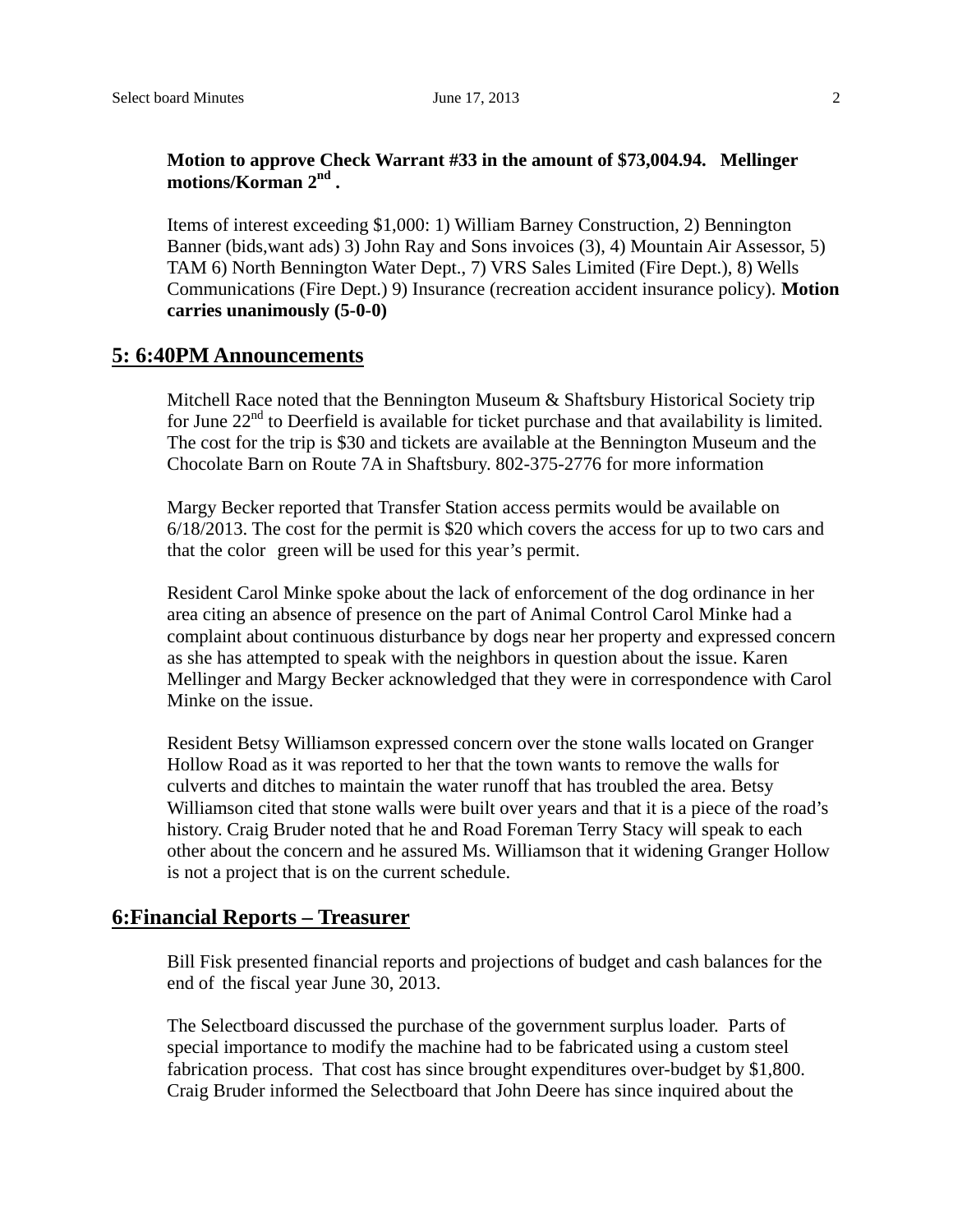**Motion to approve Check Warrant #33 in the amount of $73,004.94. Mellinger motions/Korman 2nd .**

Items of interest exceeding $1,000: 1) William Barney Construction, 2) Bennington Banner (bids,want ads) 3) John Ray and Sons invoices (3), 4) Mountain Air Assessor, 5) TAM 6) North Bennington Water Dept., 7) VRS Sales Limited (Fire Dept.), 8) Wells Communications (Fire Dept.) 9) Insurance (recreation accident insurance policy). **Motion carries unanimously (5-0-0)**

## 5: 6:40PM Announcements

Mitchell Race noted that the Bennington Museum & Shaftsbury Historical Society trip for June 22nd to Deerfield is available for ticket purchase and that availability is limited. The cost for the trip is $30 and tickets are available at the Bennington Museum and the Chocolate Barn on Route 7A in Shaftsbury. 802-375-2776 for more information

Margy Becker reported that Transfer Station access permits would be available on 6/18/2013. The cost for the permit is $20 which covers the access for up to two cars and that the color green will be used for this year's permit.

Resident Carol Minke spoke about the lack of enforcement of the dog ordinance in her area citing an absence of presence on the part of Animal Control Carol Minke had a complaint about continuous disturbance by dogs near her property and expressed concern as she has attempted to speak with the neighbors in question about the issue. Karen Mellinger and Margy Becker acknowledged that they were in correspondence with Carol Minke on the issue.

Resident Betsy Williamson expressed concern over the stone walls located on Granger Hollow Road as it was reported to her that the town wants to remove the walls for culverts and ditches to maintain the water runoff that has troubled the area. Betsy Williamson cited that stone walls were built over years and that it is a piece of the road's history. Craig Bruder noted that he and Road Foreman Terry Stacy will speak to each other about the concern and he assured Ms. Williamson that it widening Granger Hollow is not a project that is on the current schedule.

## 6:Financial Reports – Treasurer

Bill Fisk presented financial reports and projections of budget and cash balances for the end of the fiscal year June 30, 2013.

The Selectboard discussed the purchase of the government surplus loader. Parts of special importance to modify the machine had to be fabricated using a custom steel fabrication process. That cost has since brought expenditures over-budget by $1,800. Craig Bruder informed the Selectboard that John Deere has since inquired about the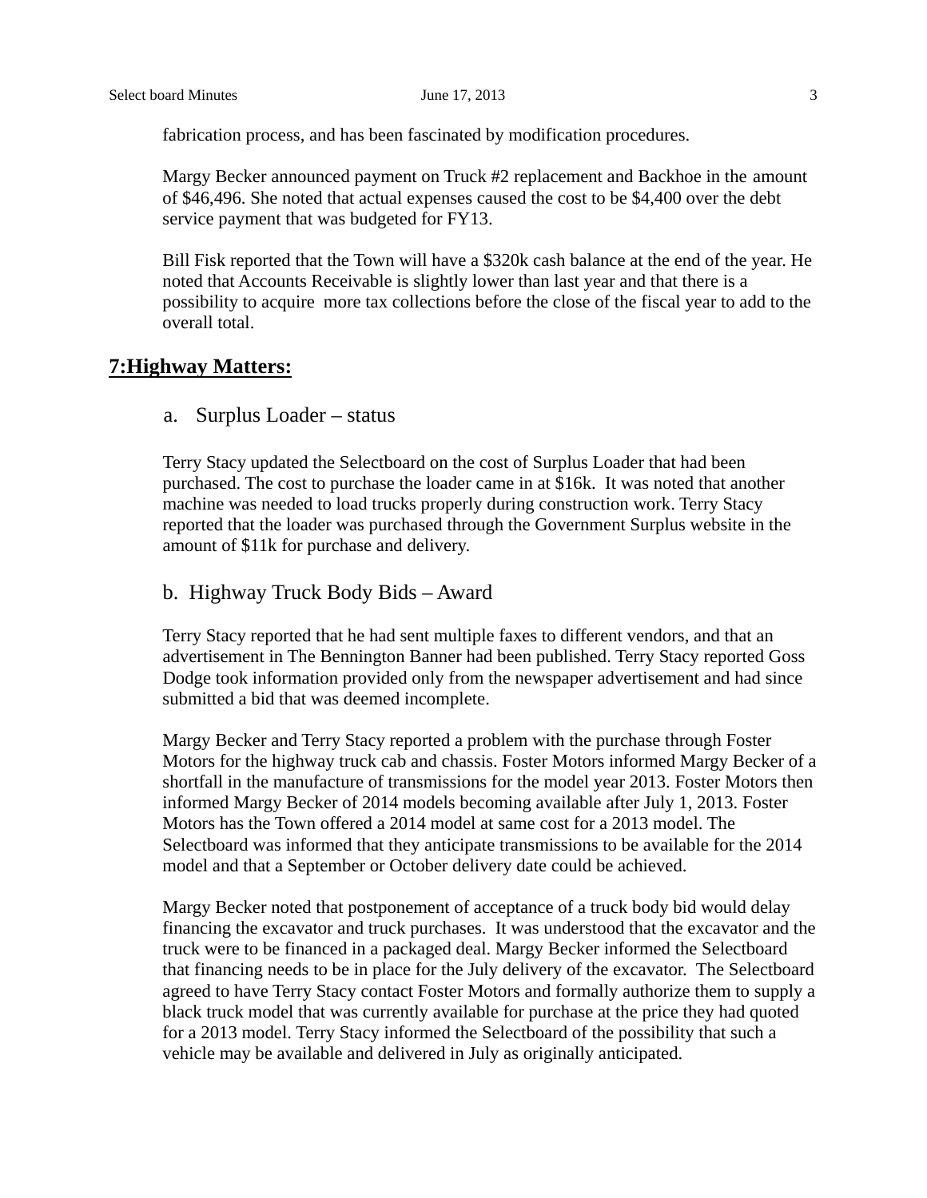fabrication process, and has been fascinated by modification procedures.

Margy Becker announced payment on Truck #2 replacement and Backhoe in the amount of $46,496. She noted that actual expenses caused the cost to be $4,400 over the debt service payment that was budgeted for FY13.

Bill Fisk reported that the Town will have a $320k cash balance at the end of the year. He noted that Accounts Receivable is slightly lower than last year and that there is a possibility to acquire  more tax collections before the close of the fiscal year to add to the overall total.

## 7:Highway Matters:

a. Surplus Loader – status

Terry Stacy updated the Selectboard on the cost of Surplus Loader that had been purchased. The cost to purchase the loader came in at $16k.  It was noted that another machine was needed to load trucks properly during construction work. Terry Stacy reported that the loader was purchased through the Government Surplus website in the amount of $11k for purchase and delivery.

b. Highway Truck Body Bids – Award

Terry Stacy reported that he had sent multiple faxes to different vendors, and that an advertisement in The Bennington Banner had been published. Terry Stacy reported Goss Dodge took information provided only from the newspaper advertisement and had since submitted a bid that was deemed incomplete.

Margy Becker and Terry Stacy reported a problem with the purchase through Foster Motors for the highway truck cab and chassis. Foster Motors informed Margy Becker of a shortfall in the manufacture of transmissions for the model year 2013. Foster Motors then informed Margy Becker of 2014 models becoming available after July 1, 2013. Foster Motors has the Town offered a 2014 model at same cost for a 2013 model. The Selectboard was informed that they anticipate transmissions to be available for the 2014 model and that a September or October delivery date could be achieved.

Margy Becker noted that postponement of acceptance of a truck body bid would delay financing the excavator and truck purchases.  It was understood that the excavator and the truck were to be financed in a packaged deal. Margy Becker informed the Selectboard that financing needs to be in place for the July delivery of the excavator.  The Selectboard agreed to have Terry Stacy contact Foster Motors and formally authorize them to supply a black truck model that was currently available for purchase at the price they had quoted for a 2013 model. Terry Stacy informed the Selectboard of the possibility that such a vehicle may be available and delivered in July as originally anticipated.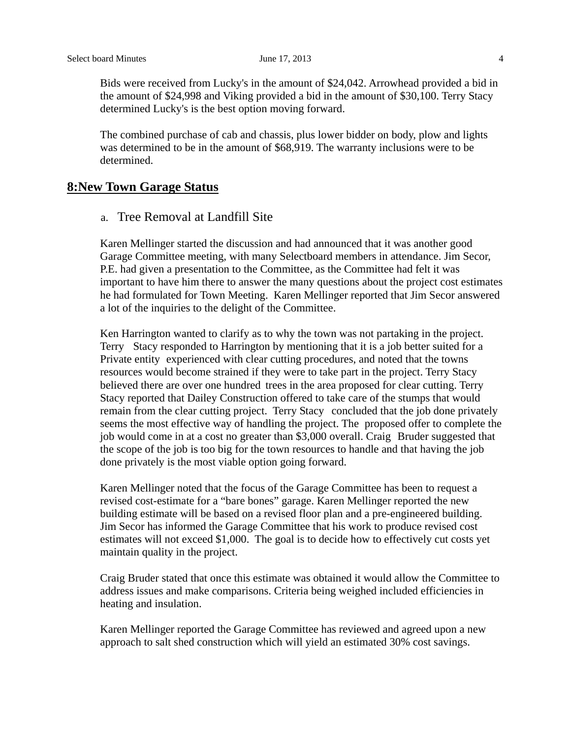Bids were received from Lucky's in the amount of $24,042. Arrowhead provided a bid in the amount of $24,998 and Viking provided a bid in the amount of $30,100. Terry Stacy determined Lucky's is the best option moving forward.

The combined purchase of cab and chassis, plus lower bidder on body, plow and lights was determined to be in the amount of $68,919. The warranty inclusions were to be determined.

## 8:New Town Garage Status

a. Tree Removal at Landfill Site

Karen Mellinger started the discussion and had announced that it was another good Garage Committee meeting, with many Selectboard members in attendance. Jim Secor, P.E. had given a presentation to the Committee, as the Committee had felt it was important to have him there to answer the many questions about the project cost estimates he had formulated for Town Meeting. Karen Mellinger reported that Jim Secor answered a lot of the inquiries to the delight of the Committee.

Ken Harrington wanted to clarify as to why the town was not partaking in the project. Terry Stacy responded to Harrington by mentioning that it is a job better suited for a Private entity experienced with clear cutting procedures, and noted that the towns resources would become strained if they were to take part in the project. Terry Stacy believed there are over one hundred trees in the area proposed for clear cutting. Terry Stacy reported that Dailey Construction offered to take care of the stumps that would remain from the clear cutting project. Terry Stacy concluded that the job done privately seems the most effective way of handling the project. The proposed offer to complete the job would come in at a cost no greater than $3,000 overall. Craig Bruder suggested that the scope of the job is too big for the town resources to handle and that having the job done privately is the most viable option going forward.

Karen Mellinger noted that the focus of the Garage Committee has been to request a revised cost-estimate for a "bare bones" garage. Karen Mellinger reported the new building estimate will be based on a revised floor plan and a pre-engineered building. Jim Secor has informed the Garage Committee that his work to produce revised cost estimates will not exceed $1,000. The goal is to decide how to effectively cut costs yet maintain quality in the project.

Craig Bruder stated that once this estimate was obtained it would allow the Committee to address issues and make comparisons. Criteria being weighed included efficiencies in heating and insulation.

Karen Mellinger reported the Garage Committee has reviewed and agreed upon a new approach to salt shed construction which will yield an estimated 30% cost savings.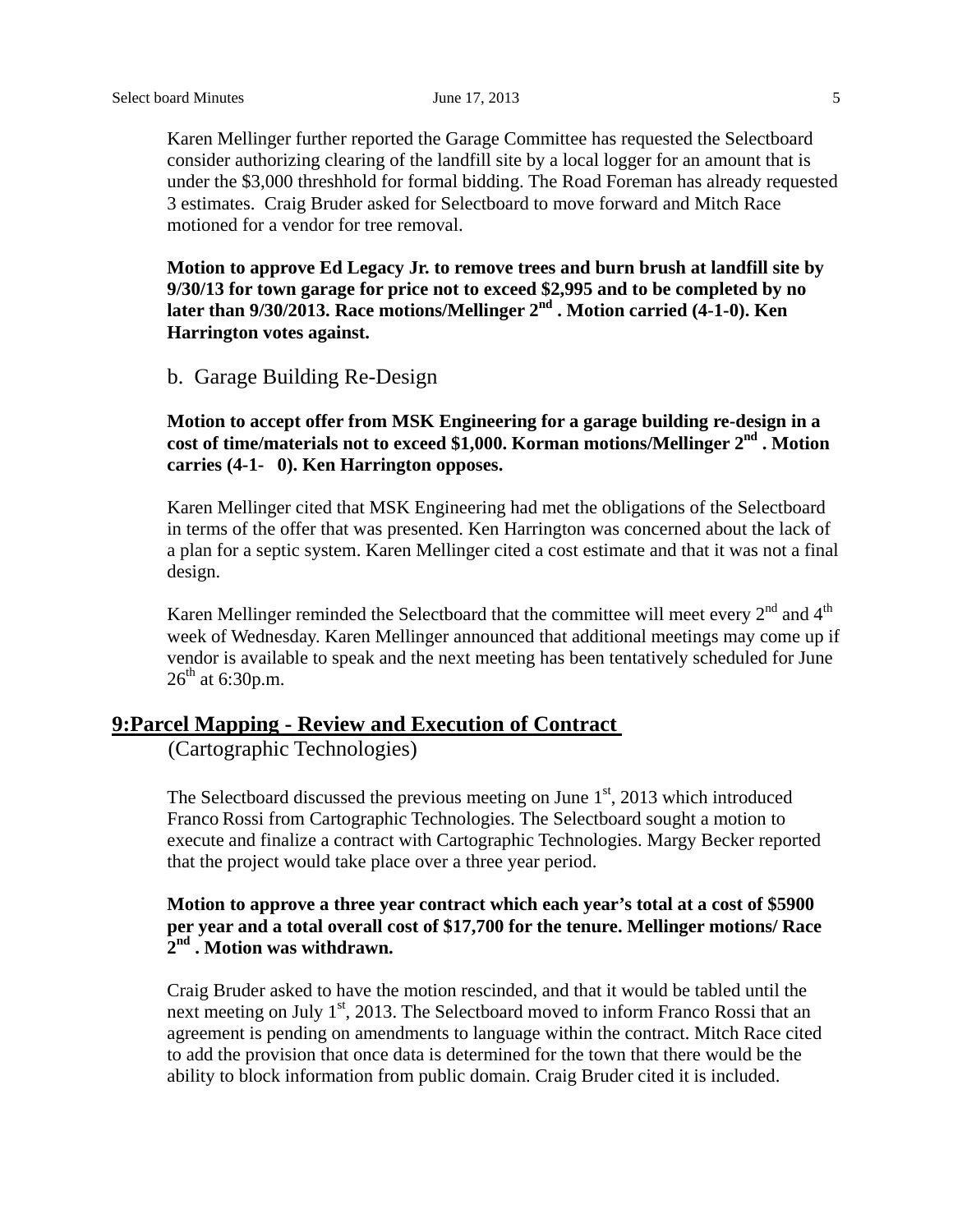Karen Mellinger further reported the Garage Committee has requested the Selectboard consider authorizing clearing of the landfill site by a local logger for an amount that is under the $3,000 threshhold for formal bidding. The Road Foreman has already requested 3 estimates. Craig Bruder asked for Selectboard to move forward and Mitch Race motioned for a vendor for tree removal.

**Motion to approve Ed Legacy Jr. to remove trees and burn brush at landfill site by 9/30/13 for town garage for price not to exceed $2,995 and to be completed by no later than 9/30/2013. Race motions/Mellinger 2nd . Motion carried (4-1-0). Ken Harrington votes against.**

b. Garage Building Re-Design

**Motion to accept offer from MSK Engineering for a garage building re-design in a cost of time/materials not to exceed $1,000. Korman motions/Mellinger 2nd . Motion carries (4-1- 0). Ken Harrington opposes.**

Karen Mellinger cited that MSK Engineering had met the obligations of the Selectboard in terms of the offer that was presented. Ken Harrington was concerned about the lack of a plan for a septic system. Karen Mellinger cited a cost estimate and that it was not a final design.

Karen Mellinger reminded the Selectboard that the committee will meet every 2nd and 4th week of Wednesday. Karen Mellinger announced that additional meetings may come up if vendor is available to speak and the next meeting has been tentatively scheduled for June 26th at 6:30p.m.

## 9:Parcel Mapping - Review and Execution of Contract

(Cartographic Technologies)

The Selectboard discussed the previous meeting on June 1st, 2013 which introduced Franco Rossi from Cartographic Technologies. The Selectboard sought a motion to execute and finalize a contract with Cartographic Technologies. Margy Becker reported that the project would take place over a three year period.

**Motion to approve a three year contract which each year's total at a cost of $5900 per year and a total overall cost of $17,700 for the tenure. Mellinger motions/ Race 2nd . Motion was withdrawn.**

Craig Bruder asked to have the motion rescinded, and that it would be tabled until the next meeting on July 1st, 2013. The Selectboard moved to inform Franco Rossi that an agreement is pending on amendments to language within the contract. Mitch Race cited to add the provision that once data is determined for the town that there would be the ability to block information from public domain. Craig Bruder cited it is included.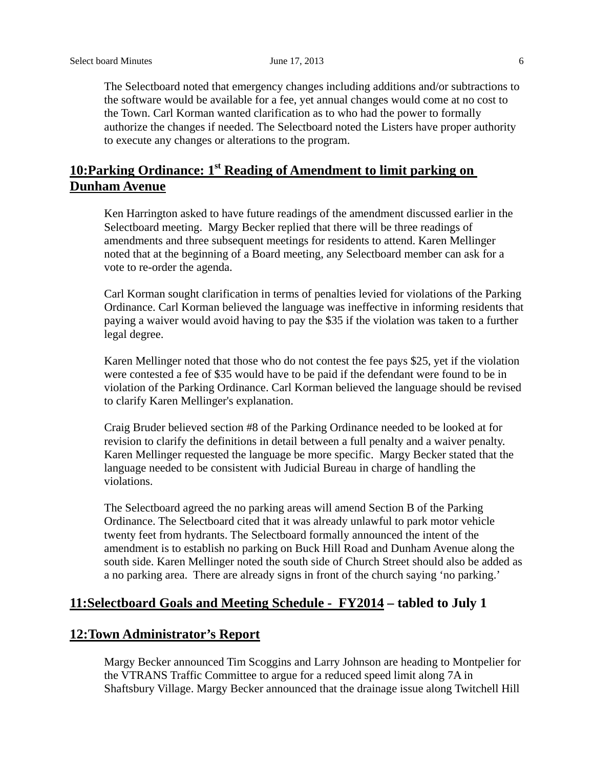The Selectboard noted that emergency changes including additions and/or subtractions to the software would be available for a fee, yet annual changes would come at no cost to the Town. Carl Korman wanted clarification as to who had the power to formally authorize the changes if needed. The Selectboard noted the Listers have proper authority to execute any changes or alterations to the program.

## 10:Parking Ordinance: 1st Reading of Amendment to limit parking on Dunham Avenue

Ken Harrington asked to have future readings of the amendment discussed earlier in the Selectboard meeting. Margy Becker replied that there will be three readings of amendments and three subsequent meetings for residents to attend. Karen Mellinger noted that at the beginning of a Board meeting, any Selectboard member can ask for a vote to re-order the agenda.

Carl Korman sought clarification in terms of penalties levied for violations of the Parking Ordinance. Carl Korman believed the language was ineffective in informing residents that paying a waiver would avoid having to pay the $35 if the violation was taken to a further legal degree.

Karen Mellinger noted that those who do not contest the fee pays $25, yet if the violation were contested a fee of $35 would have to be paid if the defendant were found to be in violation of the Parking Ordinance. Carl Korman believed the language should be revised to clarify Karen Mellinger's explanation.

Craig Bruder believed section #8 of the Parking Ordinance needed to be looked at for revision to clarify the definitions in detail between a full penalty and a waiver penalty. Karen Mellinger requested the language be more specific. Margy Becker stated that the language needed to be consistent with Judicial Bureau in charge of handling the violations.

The Selectboard agreed the no parking areas will amend Section B of the Parking Ordinance. The Selectboard cited that it was already unlawful to park motor vehicle twenty feet from hydrants. The Selectboard formally announced the intent of the amendment is to establish no parking on Buck Hill Road and Dunham Avenue along the south side. Karen Mellinger noted the south side of Church Street should also be added as a no parking area. There are already signs in front of the church saying 'no parking.'

## 11:Selectboard Goals and Meeting Schedule - FY2014 – tabled to July 1

## 12:Town Administrator's Report

Margy Becker announced Tim Scoggins and Larry Johnson are heading to Montpelier for the VTRANS Traffic Committee to argue for a reduced speed limit along 7A in Shaftsbury Village. Margy Becker announced that the drainage issue along Twitchell Hill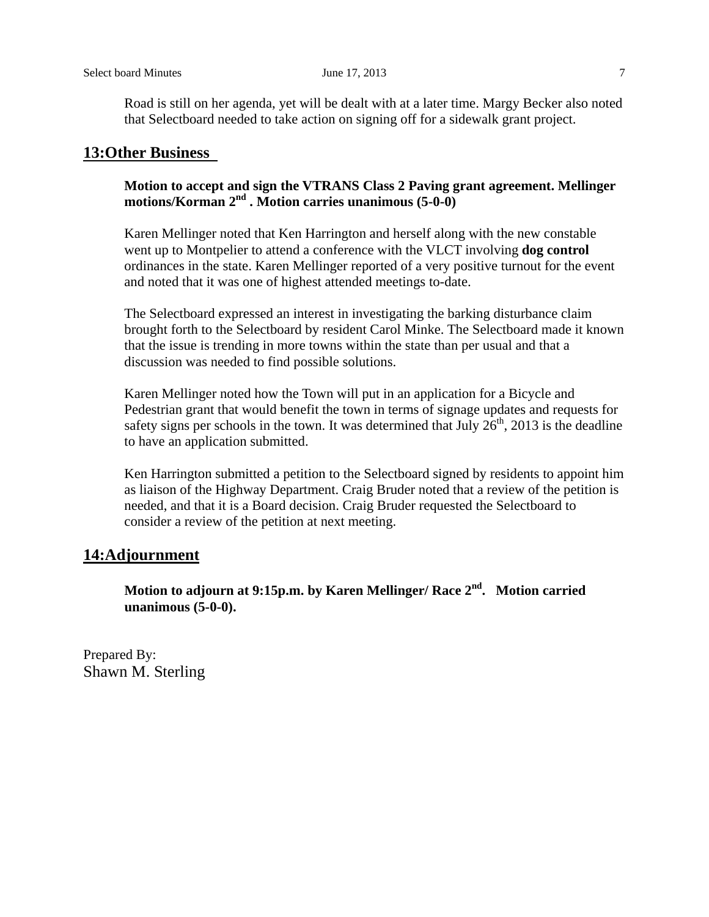Road is still on her agenda, yet will be dealt with at a later time. Margy Becker also noted that Selectboard needed to take action on signing off for a sidewalk grant project.

## 13:Other Business

**Motion to accept and sign the VTRANS Class 2 Paving grant agreement. Mellinger motions/Korman 2nd . Motion carries unanimous (5-0-0)**

Karen Mellinger noted that Ken Harrington and herself along with the new constable went up to Montpelier to attend a conference with the VLCT involving **dog control** ordinances in the state. Karen Mellinger reported of a very positive turnout for the event and noted that it was one of highest attended meetings to-date.

The Selectboard expressed an interest in investigating the barking disturbance claim brought forth to the Selectboard by resident Carol Minke. The Selectboard made it known that the issue is trending in more towns within the state than per usual and that a discussion was needed to find possible solutions.

Karen Mellinger noted how the Town will put in an application for a Bicycle and Pedestrian grant that would benefit the town in terms of signage updates and requests for safety signs per schools in the town. It was determined that July 26th, 2013 is the deadline to have an application submitted.

Ken Harrington submitted a petition to the Selectboard signed by residents to appoint him as liaison of the Highway Department. Craig Bruder noted that a review of the petition is needed, and that it is a Board decision. Craig Bruder requested the Selectboard to consider a review of the petition at next meeting.

## 14:Adjournment

**Motion to adjourn at 9:15p.m. by Karen Mellinger/ Race 2nd. Motion carried unanimous (5-0-0).**

Prepared By:
Shawn M. Sterling